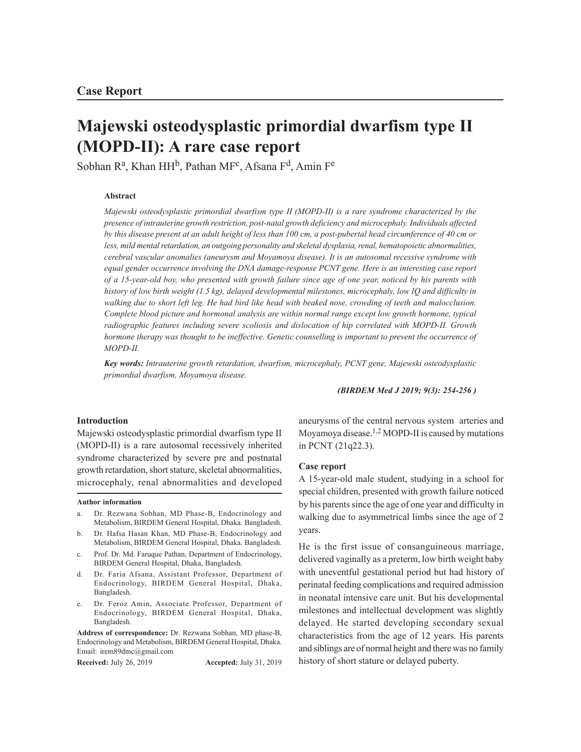## Case Report

# Majewski osteodysplastic primordial dwarfism type II (MOPD-II): A rare case report

Sobhan R[a], Khan HH[b], Pathan MF[c], Afsana F[d], Amin F[e]

### Abstract

*Majewski osteodysplastic primordial dwarfism type II (MOPD-II) is a rare syndrome characterized by the presence of intrauterine growth restriction, post-natal growth deficiency and microcephaly. Individuals affected by this disease present at an adult height of less than 100 cm, a post-pubertal head circumference of 40 cm or less, mild mental retardation, an outgoing personality and skeletal dysplasia, renal, hematopoietic abnormalities, cerebral vascular anomalies (aneurysm and Moyamoya disease). It is an autosomal recessive syndrome with equal gender occurrence involving the DNA damage-response PCNT gene. Here is an interesting case report of a 15-year-old boy, who presented with growth failure since age of one year, noticed by his parents with history of low birth weight (1.5 kg), delayed developmental milestones, microcephaly, low IQ and difficulty in walking due to short left leg. He had bird like head with beaked nose, crowding of teeth and malocclusion. Complete blood picture and hormonal analysis are within normal range except low growth hormone, typical radiographic features including severe scoliosis and dislocation of hip correlated with MOPD-II. Growth hormone therapy was thought to be ineffective. Genetic counselling is important to prevent the occurrence of MOPD-II.*

***Key words:*** *Intrauterine growth retardation, dwarfism, microcephaly, PCNT gene, Majewski osteodysplastic primordial dwarfism, Moyamoya disease.*

***(BIRDEM Med J 2019; 9(3): 254-256 )***

### Introduction

Majewski osteodysplastic primordial dwarfism type II (MOPD-II) is a rare autosomal recessively inherited syndrome characterized by severe pre and postnatal growth retardation, short stature, skeletal abnormalities, microcephaly, renal abnormalities and developed aneurysms of the central nervous system arteries and Moyamoya disease.[1,2] MOPD-II is caused by mutations in PCNT (21q22.3).

### Case report

A 15-year-old male student, studying in a school for special children, presented with growth failure noticed by his parents since the age of one year and difficulty in walking due to asymmetrical limbs since the age of 2 years.

He is the first issue of consanguineous marriage, delivered vaginally as a preterm, low birth weight baby with uneventful gestational period but had history of perinatal feeding complications and required admission in neonatal intensive care unit. But his developmental milestones and intellectual development was slightly delayed. He started developing secondary sexual characteristics from the age of 12 years. His parents and siblings are of normal height and there was no family history of short stature or delayed puberty.

---

**Author information**

a. Dr. Rezwana Sobhan, MD Phase-B, Endocrinology and Metabolism, BIRDEM General Hospital, Dhaka. Bangladesh.

b. Dr. Hafsa Hasan Khan, MD Phase-B, Endocrinology and Metabolism, BIRDEM General Hospital, Dhaka. Bangladesh.

c. Prof. Dr. Md. Faruque Pathan, Department of Endocrinology, BIRDEM General Hospital, Dhaka, Bangladesh.

d. Dr. Faria Afsana, Assistant Professor, Department of Endocrinology, BIRDEM General Hospital, Dhaka, Bangladesh.

e. Dr. Feroz Amin, Associate Professor, Department of Endocrinology, BIRDEM General Hospital, Dhaka, Bangladesh.

**Address of correspondence:** Dr. Rezwana Sobhan, MD phase-B, Endocrinology and Metabolism, BIRDEM General Hospital, Dhaka. Email: irem89dmc@gmail.com

**Received:** July 26, 2019 **Accepted:** July 31, 2019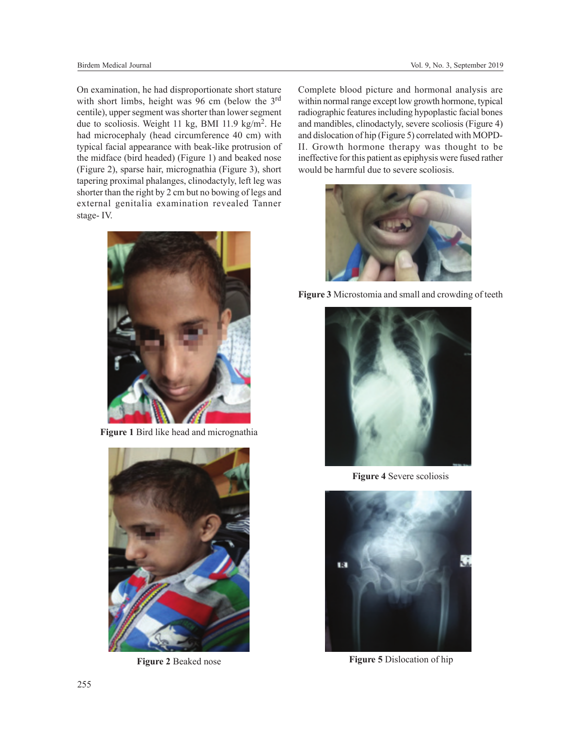On examination, he had disproportionate short stature with short limbs, height was 96 cm (below the 3rd centile), upper segment was shorter than lower segment due to scoliosis. Weight 11 kg, BMI 11.9 kg/m$^2$. He had microcephaly (head circumference 40 cm) with typical facial appearance with beak-like protrusion of the midface (bird headed) (Figure 1) and beaked nose (Figure 2), sparse hair, micrognathia (Figure 3), short tapering proximal phalanges, clinodactyly, left leg was shorter than the right by 2 cm but no bowing of legs and external genitalia examination revealed Tanner stage- IV.

**Figure 1** Bird like head and micrognathia

**Figure 2** Beaked nose

Complete blood picture and hormonal analysis are within normal range except low growth hormone, typical radiographic features including hypoplastic facial bones and mandibles, clinodactyly, severe scoliosis (Figure 4) and dislocation of hip (Figure 5) correlated with MOPD-II. Growth hormone therapy was thought to be ineffective for this patient as epiphysis were fused rather would be harmful due to severe scoliosis.

**Figure 3** Microstomia and small and crowding of teeth

**Figure 4** Severe scoliosis

**Figure 5** Dislocation of hip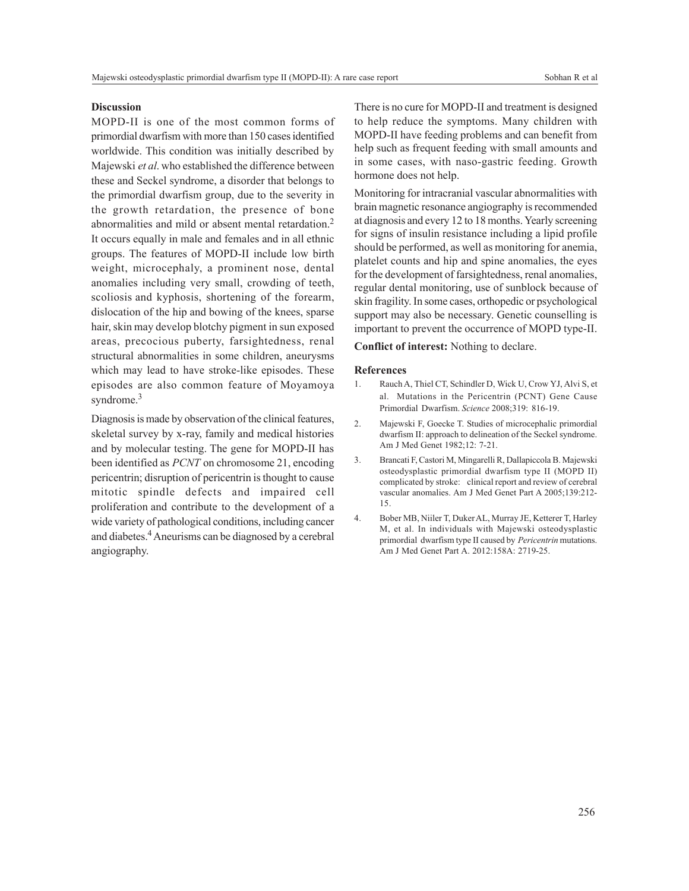**Discussion**

MOPD-II is one of the most common forms of primordial dwarfism with more than 150 cases identified worldwide. This condition was initially described by Majewski *et al*. who established the difference between these and Seckel syndrome, a disorder that belongs to the primordial dwarfism group, due to the severity in the growth retardation, the presence of bone abnormalities and mild or absent mental retardation.[2] It occurs equally in male and females and in all ethnic groups. The features of MOPD-II include low birth weight, microcephaly, a prominent nose, dental anomalies including very small, crowding of teeth, scoliosis and kyphosis, shortening of the forearm, dislocation of the hip and bowing of the knees, sparse hair, skin may develop blotchy pigment in sun exposed areas, precocious puberty, farsightedness, renal structural abnormalities in some children, aneurysms which may lead to have stroke-like episodes. These episodes are also common feature of Moyamoya syndrome.[3]

Diagnosis is made by observation of the clinical features, skeletal survey by x-ray, family and medical histories and by molecular testing. The gene for MOPD-II has been identified as *PCNT* on chromosome 21, encoding pericentrin; disruption of pericentrin is thought to cause mitotic spindle defects and impaired cell proliferation and contribute to the development of a wide variety of pathological conditions, including cancer and diabetes.[4] Aneurisms can be diagnosed by a cerebral angiography.

There is no cure for MOPD-II and treatment is designed to help reduce the symptoms. Many children with MOPD-II have feeding problems and can benefit from help such as frequent feeding with small amounts and in some cases, with naso-gastric feeding. Growth hormone does not help.

Monitoring for intracranial vascular abnormalities with brain magnetic resonance angiography is recommended at diagnosis and every 12 to 18 months. Yearly screening for signs of insulin resistance including a lipid profile should be performed, as well as monitoring for anemia, platelet counts and hip and spine anomalies, the eyes for the development of farsightedness, renal anomalies, regular dental monitoring, use of sunblock because of skin fragility. In some cases, orthopedic or psychological support may also be necessary. Genetic counselling is important to prevent the occurrence of MOPD type-II.

**Conflict of interest:** Nothing to declare.

**References**

1. Rauch A, Thiel CT, Schindler D, Wick U, Crow YJ, Alvi S, et al. Mutations in the Pericentrin (PCNT) Gene Cause Primordial Dwarfism. *Science* 2008;319: 816-19.
2. Majewski F, Goecke T. Studies of microcephalic primordial dwarfism II: approach to delineation of the Seckel syndrome. Am J Med Genet 1982;12: 7-21.
3. Brancati F, Castori M, Mingarelli R, Dallapiccola B. Majewski osteodysplastic primordial dwarfism type II (MOPD II) complicated by stroke: clinical report and review of cerebral vascular anomalies. Am J Med Genet Part A 2005;139:212-15.
4. Bober MB, Niiler T, Duker AL, Murray JE, Ketterer T, Harley M, et al. In individuals with Majewski osteodysplastic primordial dwarfism type II caused by *Pericentrin* mutations. Am J Med Genet Part A. 2012:158A: 2719-25.